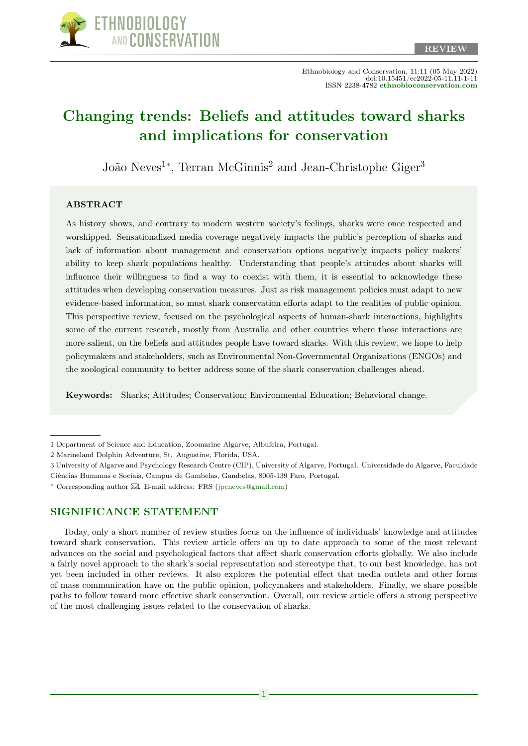REVIEW

Ethnobiology and Conservation, 11:11 (05 May 2022)
doi:10.15451/ec2022-05-11.11-1-11
ISSN 2238-4782 ethnobioconservation.com

# Changing trends: Beliefs and attitudes toward sharks and implications for conservation

João Neves[1*], Terran McGinnis[2] and Jean-Christophe Giger[3]

## ABSTRACT

As history shows, and contrary to modern western society's feelings, sharks were once respected and worshipped. Sensationalized media coverage negatively impacts the public's perception of sharks and lack of information about management and conservation options negatively impacts policy makers' ability to keep shark populations healthy. Understanding that people's attitudes about sharks will influence their willingness to find a way to coexist with them, it is essential to acknowledge these attitudes when developing conservation measures. Just as risk management policies must adapt to new evidence-based information, so must shark conservation efforts adapt to the realities of public opinion. This perspective review, focused on the psychological aspects of human-shark interactions, highlights some of the current research, mostly from Australia and other countries where those interactions are more salient, on the beliefs and attitudes people have toward sharks. With this review, we hope to help policymakers and stakeholders, such as Environmental Non-Governmental Organizations (ENGOs) and the zoological community to better address some of the shark conservation challenges ahead.

**Keywords:** Sharks; Attitudes; Conservation; Environmental Education; Behavioral change.

---

1 Department of Science and Education, Zoomarine Algarve, Albufeira, Portugal.

2 Marineland Dolphin Adventure, St. Augustine, Florida, USA.

3 University of Algarve and Psychology Research Centre (CIP), University of Algarve, Portugal. Universidade do Algarve, Faculdade Ciências Humanas e Sociais, Campus de Gambelas, Gambelas, 8005-139 Faro, Portugal.

\* Corresponding author ✉. E-mail address: FRS (jpcneves@gmail.com)

## SIGNIFICANCE STATEMENT

Today, only a short number of review studies focus on the influence of individuals' knowledge and attitudes toward shark conservation. This review article offers an up to date approach to some of the most relevant advances on the social and psychological factors that affect shark conservation efforts globally. We also include a fairly novel approach to the shark's social representation and stereotype that, to our best knowledge, has not yet been included in other reviews. It also explores the potential effect that media outlets and other forms of mass communication have on the public opinion, policymakers and stakeholders. Finally, we share possible paths to follow toward more effective shark conservation. Overall, our review article offers a strong perspective of the most challenging issues related to the conservation of sharks.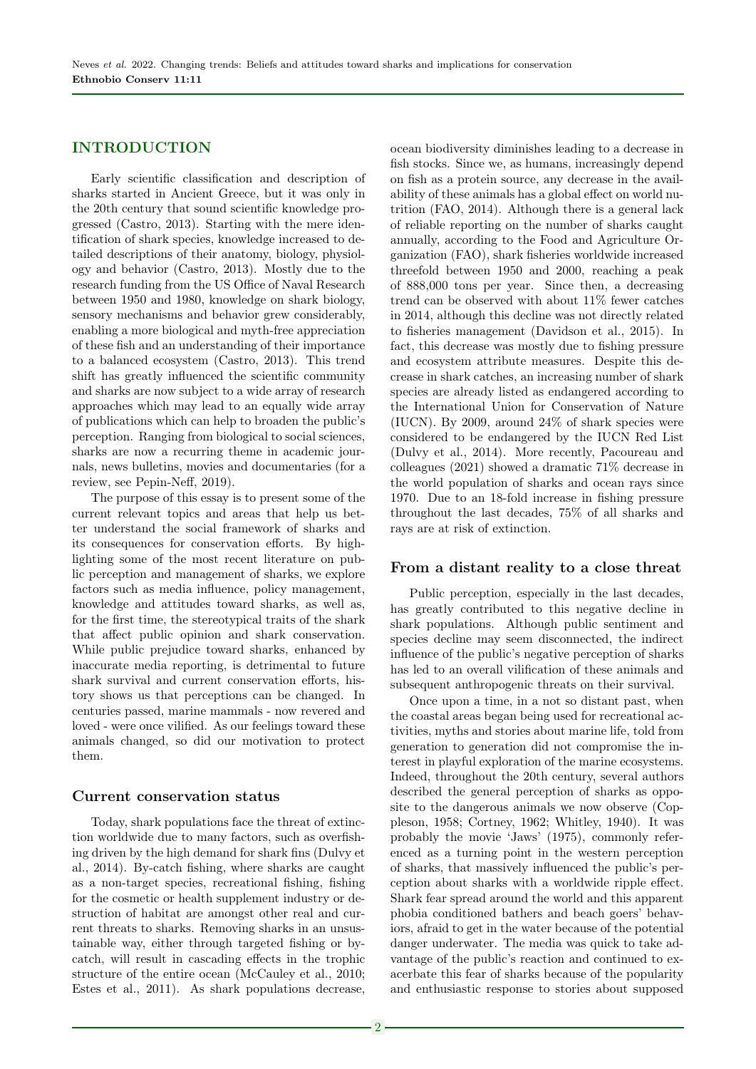## INTRODUCTION

Early scientific classification and description of sharks started in Ancient Greece, but it was only in the 20th century that sound scientific knowledge progressed (Castro, 2013). Starting with the mere identification of shark species, knowledge increased to detailed descriptions of their anatomy, biology, physiology and behavior (Castro, 2013). Mostly due to the research funding from the US Office of Naval Research between 1950 and 1980, knowledge on shark biology, sensory mechanisms and behavior grew considerably, enabling a more biological and myth-free appreciation of these fish and an understanding of their importance to a balanced ecosystem (Castro, 2013). This trend shift has greatly influenced the scientific community and sharks are now subject to a wide array of research approaches which may lead to an equally wide array of publications which can help to broaden the public's perception. Ranging from biological to social sciences, sharks are now a recurring theme in academic journals, news bulletins, movies and documentaries (for a review, see Pepin-Neff, 2019).

The purpose of this essay is to present some of the current relevant topics and areas that help us better understand the social framework of sharks and its consequences for conservation efforts. By highlighting some of the most recent literature on public perception and management of sharks, we explore factors such as media influence, policy management, knowledge and attitudes toward sharks, as well as, for the first time, the stereotypical traits of the shark that affect public opinion and shark conservation. While public prejudice toward sharks, enhanced by inaccurate media reporting, is detrimental to future shark survival and current conservation efforts, history shows us that perceptions can be changed. In centuries passed, marine mammals - now revered and loved - were once vilified. As our feelings toward these animals changed, so did our motivation to protect them.

### Current conservation status

Today, shark populations face the threat of extinction worldwide due to many factors, such as overfishing driven by the high demand for shark fins (Dulvy et al., 2014). By-catch fishing, where sharks are caught as a non-target species, recreational fishing, fishing for the cosmetic or health supplement industry or destruction of habitat are amongst other real and current threats to sharks. Removing sharks in an unsustainable way, either through targeted fishing or by-catch, will result in cascading effects in the trophic structure of the entire ocean (McCauley et al., 2010; Estes et al., 2011). As shark populations decrease, ocean biodiversity diminishes leading to a decrease in fish stocks. Since we, as humans, increasingly depend on fish as a protein source, any decrease in the availability of these animals has a global effect on world nutrition (FAO, 2014). Although there is a general lack of reliable reporting on the number of sharks caught annually, according to the Food and Agriculture Organization (FAO), shark fisheries worldwide increased threefold between 1950 and 2000, reaching a peak of 888,000 tons per year. Since then, a decreasing trend can be observed with about 11% fewer catches in 2014, although this decline was not directly related to fisheries management (Davidson et al., 2015). In fact, this decrease was mostly due to fishing pressure and ecosystem attribute measures. Despite this decrease in shark catches, an increasing number of shark species are already listed as endangered according to the International Union for Conservation of Nature (IUCN). By 2009, around 24% of shark species were considered to be endangered by the IUCN Red List (Dulvy et al., 2014). More recently, Pacoureau and colleagues (2021) showed a dramatic 71% decrease in the world population of sharks and ocean rays since 1970. Due to an 18-fold increase in fishing pressure throughout the last decades, 75% of all sharks and rays are at risk of extinction.

### From a distant reality to a close threat

Public perception, especially in the last decades, has greatly contributed to this negative decline in shark populations. Although public sentiment and species decline may seem disconnected, the indirect influence of the public's negative perception of sharks has led to an overall vilification of these animals and subsequent anthropogenic threats on their survival.

Once upon a time, in a not so distant past, when the coastal areas began being used for recreational activities, myths and stories about marine life, told from generation to generation did not compromise the interest in playful exploration of the marine ecosystems. Indeed, throughout the 20th century, several authors described the general perception of sharks as opposite to the dangerous animals we now observe (Coppleson, 1958; Cortney, 1962; Whitley, 1940). It was probably the movie 'Jaws' (1975), commonly referenced as a turning point in the western perception of sharks, that massively influenced the public's perception about sharks with a worldwide ripple effect. Shark fear spread around the world and this apparent phobia conditioned bathers and beach goers' behaviors, afraid to get in the water because of the potential danger underwater. The media was quick to take advantage of the public's reaction and continued to exacerbate this fear of sharks because of the popularity and enthusiastic response to stories about supposed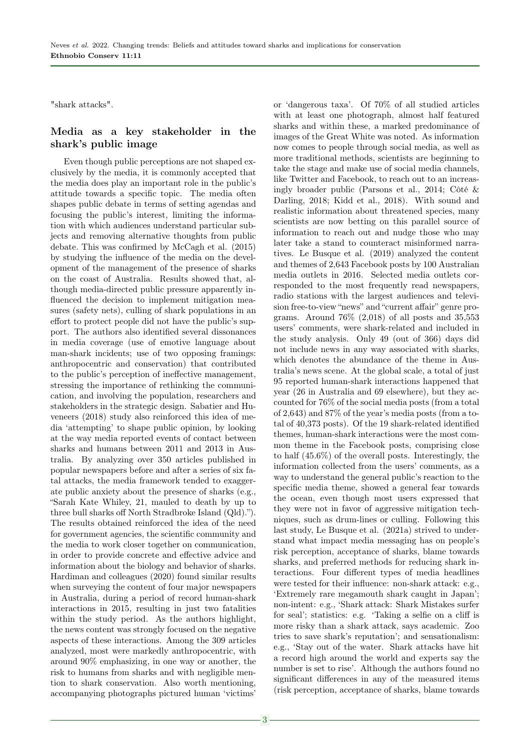"shark attacks".

## Media as a key stakeholder in the shark's public image

Even though public perceptions are not shaped exclusively by the media, it is commonly accepted that the media does play an important role in the public's attitude towards a specific topic. The media often shapes public debate in terms of setting agendas and focusing the public's interest, limiting the information with which audiences understand particular subjects and removing alternative thoughts from public debate. This was confirmed by McCagh et al. (2015) by studying the influence of the media on the development of the management of the presence of sharks on the coast of Australia. Results showed that, although media-directed public pressure apparently influenced the decision to implement mitigation measures (safety nets), culling of shark populations in an effort to protect people did not have the public's support. The authors also identified several dissonances in media coverage (use of emotive language about man-shark incidents; use of two opposing framings: anthropocentric and conservation) that contributed to the public's perception of ineffective management, stressing the importance of rethinking the communication, and involving the population, researchers and stakeholders in the strategic design. Sabatier and Huveneers (2018) study also reinforced this idea of media 'attempting' to shape public opinion, by looking at the way media reported events of contact between sharks and humans between 2011 and 2013 in Australia. By analyzing over 350 articles published in popular newspapers before and after a series of six fatal attacks, the media framework tended to exaggerate public anxiety about the presence of sharks (e.g., "Sarah Kate Whiley, 21, mauled to death by up to three bull sharks off North Stradbroke Island (Qld)."). The results obtained reinforced the idea of the need for government agencies, the scientific community and the media to work closer together on communication, in order to provide concrete and effective advice and information about the biology and behavior of sharks. Hardiman and colleagues (2020) found similar results when surveying the content of four major newspapers in Australia, during a period of record human-shark interactions in 2015, resulting in just two fatalities within the study period. As the authors highlight, the news content was strongly focused on the negative aspects of these interactions. Among the 309 articles analyzed, most were markedly anthropocentric, with around 90% emphasizing, in one way or another, the risk to humans from sharks and with negligible mention to shark conservation. Also worth mentioning, accompanying photographs pictured human 'victims' or 'dangerous taxa'. Of 70% of all studied articles with at least one photograph, almost half featured sharks and within these, a marked predominance of images of the Great White was noted. As information now comes to people through social media, as well as more traditional methods, scientists are beginning to take the stage and make use of social media channels, like Twitter and Facebook, to reach out to an increasingly broader public (Parsons et al., 2014; Côté & Darling, 2018; Kidd et al., 2018). With sound and realistic information about threatened species, many scientists are now betting on this parallel source of information to reach out and nudge those who may later take a stand to counteract misinformed narratives. Le Busque et al. (2019) analyzed the content and themes of 2,643 Facebook posts by 100 Australian media outlets in 2016. Selected media outlets corresponded to the most frequently read newspapers, radio stations with the largest audiences and television free-to-view "news" and "current affair" genre programs. Around 76% (2,018) of all posts and 35,553 users' comments, were shark-related and included in the study analysis. Only 49 (out of 366) days did not include news in any way associated with sharks, which denotes the abundance of the theme in Australia's news scene. At the global scale, a total of just 95 reported human-shark interactions happened that year (26 in Australia and 69 elsewhere), but they accounted for 76% of the social media posts (from a total of 2,643) and 87% of the year's media posts (from a total of 40,373 posts). Of the 19 shark-related identified themes, human-shark interactions were the most common theme in the Facebook posts, comprising close to half (45.6%) of the overall posts. Interestingly, the information collected from the users' comments, as a way to understand the general public's reaction to the specific media theme, showed a general fear towards the ocean, even though most users expressed that they were not in favor of aggressive mitigation techniques, such as drum-lines or culling. Following this last study, Le Busque et al. (2021a) strived to understand what impact media messaging has on people's risk perception, acceptance of sharks, blame towards sharks, and preferred methods for reducing shark interactions. Four different types of media headlines were tested for their influence: non-shark attack: e.g., 'Extremely rare megamouth shark caught in Japan'; non-intent: e.g., 'Shark attack: Shark Mistakes surfer for seal'; statistics: e.g. 'Taking a selfie on a cliff is more risky than a shark attack, says academic. Zoo tries to save shark's reputation'; and sensationalism: e.g., 'Stay out of the water. Shark attacks have hit a record high around the world and experts say the number is set to rise'. Although the authors found no significant differences in any of the measured items (risk perception, acceptance of sharks, blame towards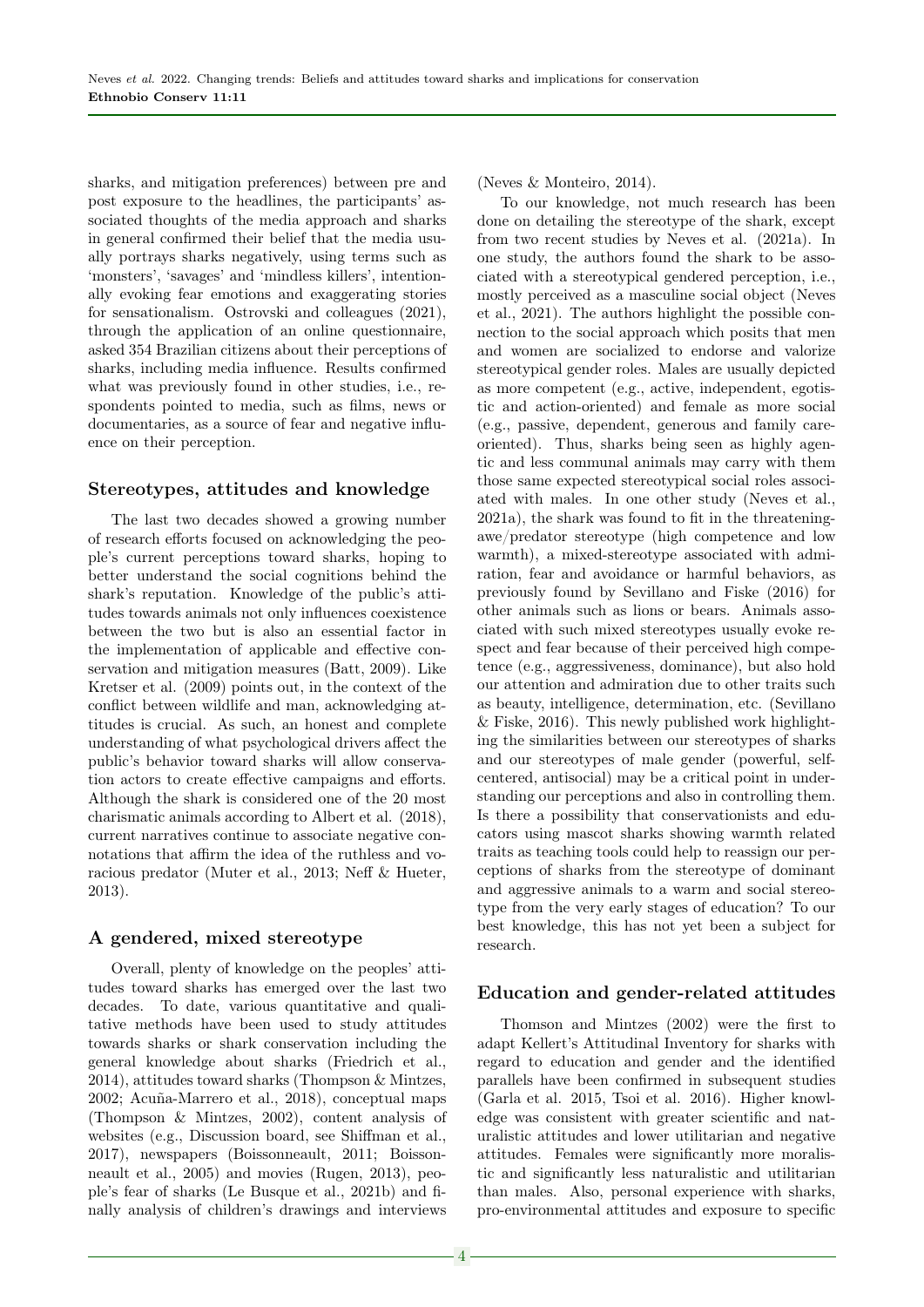sharks, and mitigation preferences) between pre and post exposure to the headlines, the participants' associated thoughts of the media approach and sharks in general confirmed their belief that the media usually portrays sharks negatively, using terms such as 'monsters', 'savages' and 'mindless killers', intentionally evoking fear emotions and exaggerating stories for sensationalism. Ostrovski and colleagues (2021), through the application of an online questionnaire, asked 354 Brazilian citizens about their perceptions of sharks, including media influence. Results confirmed what was previously found in other studies, i.e., respondents pointed to media, such as films, news or documentaries, as a source of fear and negative influence on their perception.

## Stereotypes, attitudes and knowledge

The last two decades showed a growing number of research efforts focused on acknowledging the people's current perceptions toward sharks, hoping to better understand the social cognitions behind the shark's reputation. Knowledge of the public's attitudes towards animals not only influences coexistence between the two but is also an essential factor in the implementation of applicable and effective conservation and mitigation measures (Batt, 2009). Like Kretser et al. (2009) points out, in the context of the conflict between wildlife and man, acknowledging attitudes is crucial. As such, an honest and complete understanding of what psychological drivers affect the public's behavior toward sharks will allow conservation actors to create effective campaigns and efforts. Although the shark is considered one of the 20 most charismatic animals according to Albert et al. (2018), current narratives continue to associate negative connotations that affirm the idea of the ruthless and voracious predator (Muter et al., 2013; Neff & Hueter, 2013).

## A gendered, mixed stereotype

Overall, plenty of knowledge on the peoples' attitudes toward sharks has emerged over the last two decades. To date, various quantitative and qualitative methods have been used to study attitudes towards sharks or shark conservation including the general knowledge about sharks (Friedrich et al., 2014), attitudes toward sharks (Thompson & Mintzes, 2002; Acuña-Marrero et al., 2018), conceptual maps (Thompson & Mintzes, 2002), content analysis of websites (e.g., Discussion board, see Shiffman et al., 2017), newspapers (Boissonneault, 2011; Boissonneault et al., 2005) and movies (Rugen, 2013), people's fear of sharks (Le Busque et al., 2021b) and finally analysis of children's drawings and interviews (Neves & Monteiro, 2014).

To our knowledge, not much research has been done on detailing the stereotype of the shark, except from two recent studies by Neves et al. (2021a). In one study, the authors found the shark to be associated with a stereotypical gendered perception, i.e., mostly perceived as a masculine social object (Neves et al., 2021). The authors highlight the possible connection to the social approach which posits that men and women are socialized to endorse and valorize stereotypical gender roles. Males are usually depicted as more competent (e.g., active, independent, egotistic and action-oriented) and female as more social (e.g., passive, dependent, generous and family care-oriented). Thus, sharks being seen as highly agentic and less communal animals may carry with them those same expected stereotypical social roles associated with males. In one other study (Neves et al., 2021a), the shark was found to fit in the threatening-awe/predator stereotype (high competence and low warmth), a mixed-stereotype associated with admiration, fear and avoidance or harmful behaviors, as previously found by Sevillano and Fiske (2016) for other animals such as lions or bears. Animals associated with such mixed stereotypes usually evoke respect and fear because of their perceived high competence (e.g., aggressiveness, dominance), but also hold our attention and admiration due to other traits such as beauty, intelligence, determination, etc. (Sevillano & Fiske, 2016). This newly published work highlighting the similarities between our stereotypes of sharks and our stereotypes of male gender (powerful, self-centered, antisocial) may be a critical point in understanding our perceptions and also in controlling them. Is there a possibility that conservationists and educators using mascot sharks showing warmth related traits as teaching tools could help to reassign our perceptions of sharks from the stereotype of dominant and aggressive animals to a warm and social stereotype from the very early stages of education? To our best knowledge, this has not yet been a subject for research.

## Education and gender-related attitudes

Thomson and Mintzes (2002) were the first to adapt Kellert's Attitudinal Inventory for sharks with regard to education and gender and the identified parallels have been confirmed in subsequent studies (Garla et al. 2015, Tsoi et al. 2016). Higher knowledge was consistent with greater scientific and naturalistic attitudes and lower utilitarian and negative attitudes. Females were significantly more moralistic and significantly less naturalistic and utilitarian than males. Also, personal experience with sharks, pro-environmental attitudes and exposure to specific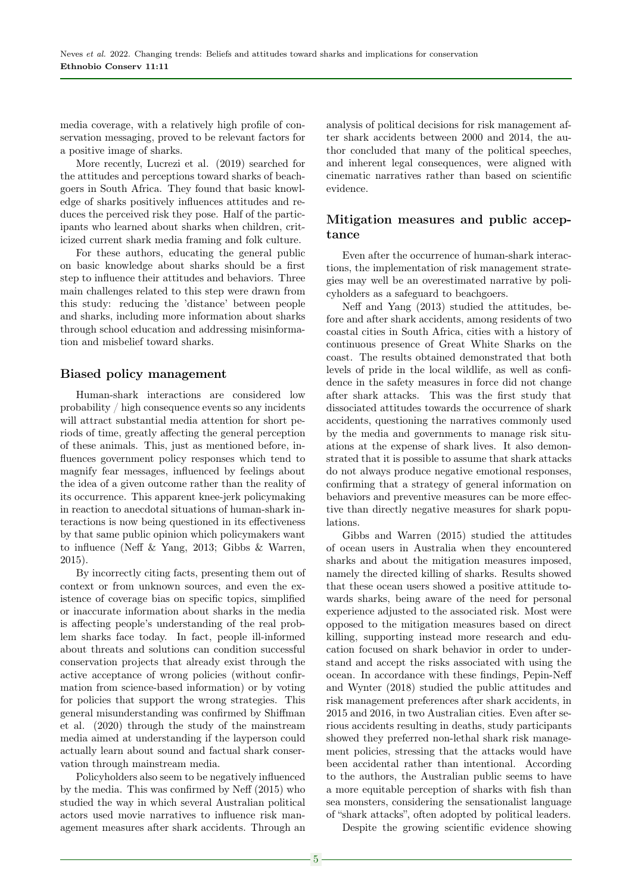media coverage, with a relatively high profile of conservation messaging, proved to be relevant factors for a positive image of sharks.

More recently, Lucrezi et al. (2019) searched for the attitudes and perceptions toward sharks of beachgoers in South Africa. They found that basic knowledge of sharks positively influences attitudes and reduces the perceived risk they pose. Half of the participants who learned about sharks when children, criticized current shark media framing and folk culture.

For these authors, educating the general public on basic knowledge about sharks should be a first step to influence their attitudes and behaviors. Three main challenges related to this step were drawn from this study: reducing the 'distance' between people and sharks, including more information about sharks through school education and addressing misinformation and misbelief toward sharks.

## Biased policy management

Human-shark interactions are considered low probability / high consequence events so any incidents will attract substantial media attention for short periods of time, greatly affecting the general perception of these animals. This, just as mentioned before, influences government policy responses which tend to magnify fear messages, influenced by feelings about the idea of a given outcome rather than the reality of its occurrence. This apparent knee-jerk policymaking in reaction to anecdotal situations of human-shark interactions is now being questioned in its effectiveness by that same public opinion which policymakers want to influence (Neff & Yang, 2013; Gibbs & Warren, 2015).

By incorrectly citing facts, presenting them out of context or from unknown sources, and even the existence of coverage bias on specific topics, simplified or inaccurate information about sharks in the media is affecting people's understanding of the real problem sharks face today. In fact, people ill-informed about threats and solutions can condition successful conservation projects that already exist through the active acceptance of wrong policies (without confirmation from science-based information) or by voting for policies that support the wrong strategies. This general misunderstanding was confirmed by Shiffman et al. (2020) through the study of the mainstream media aimed at understanding if the layperson could actually learn about sound and factual shark conservation through mainstream media.

Policyholders also seem to be negatively influenced by the media. This was confirmed by Neff (2015) who studied the way in which several Australian political actors used movie narratives to influence risk management measures after shark accidents. Through an analysis of political decisions for risk management after shark accidents between 2000 and 2014, the author concluded that many of the political speeches, and inherent legal consequences, were aligned with cinematic narratives rather than based on scientific evidence.

## Mitigation measures and public acceptance

Even after the occurrence of human-shark interactions, the implementation of risk management strategies may well be an overestimated narrative by policyholders as a safeguard to beachgoers.

Neff and Yang (2013) studied the attitudes, before and after shark accidents, among residents of two coastal cities in South Africa, cities with a history of continuous presence of Great White Sharks on the coast. The results obtained demonstrated that both levels of pride in the local wildlife, as well as confidence in the safety measures in force did not change after shark attacks. This was the first study that dissociated attitudes towards the occurrence of shark accidents, questioning the narratives commonly used by the media and governments to manage risk situations at the expense of shark lives. It also demonstrated that it is possible to assume that shark attacks do not always produce negative emotional responses, confirming that a strategy of general information on behaviors and preventive measures can be more effective than directly negative measures for shark populations.

Gibbs and Warren (2015) studied the attitudes of ocean users in Australia when they encountered sharks and about the mitigation measures imposed, namely the directed killing of sharks. Results showed that these ocean users showed a positive attitude towards sharks, being aware of the need for personal experience adjusted to the associated risk. Most were opposed to the mitigation measures based on direct killing, supporting instead more research and education focused on shark behavior in order to understand and accept the risks associated with using the ocean. In accordance with these findings, Pepin-Neff and Wynter (2018) studied the public attitudes and risk management preferences after shark accidents, in 2015 and 2016, in two Australian cities. Even after serious accidents resulting in deaths, study participants showed they preferred non-lethal shark risk management policies, stressing that the attacks would have been accidental rather than intentional. According to the authors, the Australian public seems to have a more equitable perception of sharks with fish than sea monsters, considering the sensationalist language of "shark attacks", often adopted by political leaders.

Despite the growing scientific evidence showing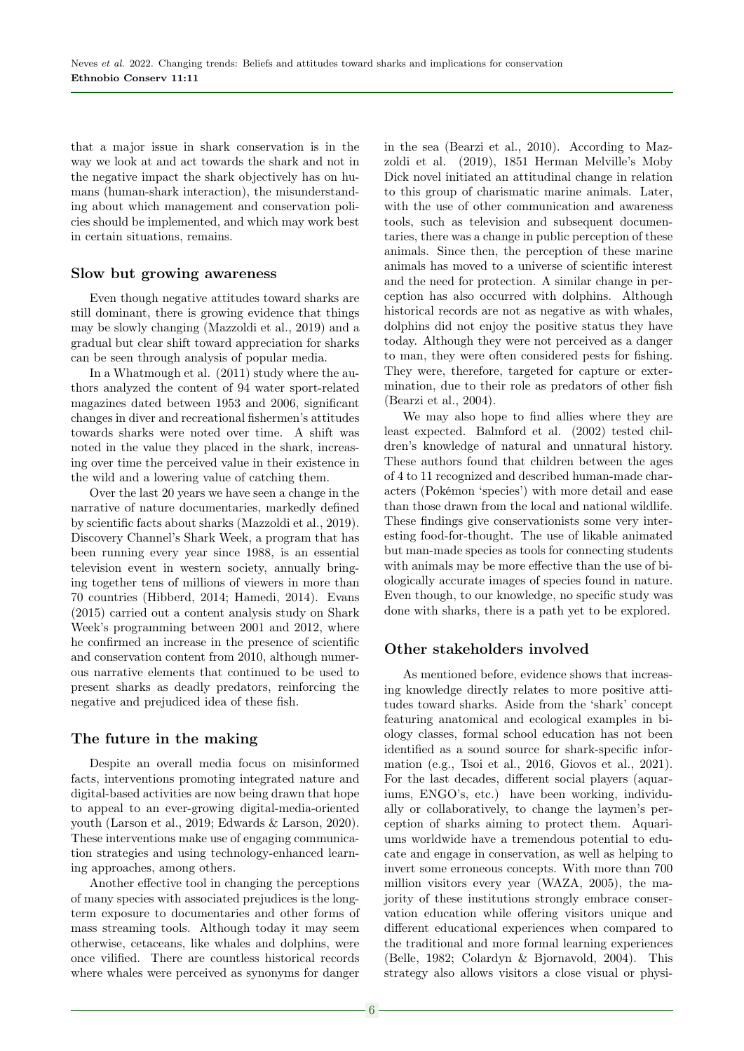that a major issue in shark conservation is in the way we look at and act towards the shark and not in the negative impact the shark objectively has on humans (human-shark interaction), the misunderstanding about which management and conservation policies should be implemented, and which may work best in certain situations, remains.

## Slow but growing awareness

Even though negative attitudes toward sharks are still dominant, there is growing evidence that things may be slowly changing (Mazzoldi et al., 2019) and a gradual but clear shift toward appreciation for sharks can be seen through analysis of popular media.

In a Whatmough et al. (2011) study where the authors analyzed the content of 94 water sport-related magazines dated between 1953 and 2006, significant changes in diver and recreational fishermen's attitudes towards sharks were noted over time. A shift was noted in the value they placed in the shark, increasing over time the perceived value in their existence in the wild and a lowering value of catching them.

Over the last 20 years we have seen a change in the narrative of nature documentaries, markedly defined by scientific facts about sharks (Mazzoldi et al., 2019). Discovery Channel's Shark Week, a program that has been running every year since 1988, is an essential television event in western society, annually bringing together tens of millions of viewers in more than 70 countries (Hibberd, 2014; Hamedi, 2014). Evans (2015) carried out a content analysis study on Shark Week's programming between 2001 and 2012, where he confirmed an increase in the presence of scientific and conservation content from 2010, although numerous narrative elements that continued to be used to present sharks as deadly predators, reinforcing the negative and prejudiced idea of these fish.

## The future in the making

Despite an overall media focus on misinformed facts, interventions promoting integrated nature and digital-based activities are now being drawn that hope to appeal to an ever-growing digital-media-oriented youth (Larson et al., 2019; Edwards & Larson, 2020). These interventions make use of engaging communication strategies and using technology-enhanced learning approaches, among others.

Another effective tool in changing the perceptions of many species with associated prejudices is the long-term exposure to documentaries and other forms of mass streaming tools. Although today it may seem otherwise, cetaceans, like whales and dolphins, were once vilified. There are countless historical records where whales were perceived as synonyms for danger in the sea (Bearzi et al., 2010). According to Mazzoldi et al. (2019), 1851 Herman Melville's Moby Dick novel initiated an attitudinal change in relation to this group of charismatic marine animals. Later, with the use of other communication and awareness tools, such as television and subsequent documentaries, there was a change in public perception of these animals. Since then, the perception of these marine animals has moved to a universe of scientific interest and the need for protection. A similar change in perception has also occurred with dolphins. Although historical records are not as negative as with whales, dolphins did not enjoy the positive status they have today. Although they were not perceived as a danger to man, they were often considered pests for fishing. They were, therefore, targeted for capture or extermination, due to their role as predators of other fish (Bearzi et al., 2004).

We may also hope to find allies where they are least expected. Balmford et al. (2002) tested children's knowledge of natural and unnatural history. These authors found that children between the ages of 4 to 11 recognized and described human-made characters (Pokémon 'species') with more detail and ease than those drawn from the local and national wildlife. These findings give conservationists some very interesting food-for-thought. The use of likable animated but man-made species as tools for connecting students with animals may be more effective than the use of biologically accurate images of species found in nature. Even though, to our knowledge, no specific study was done with sharks, there is a path yet to be explored.

## Other stakeholders involved

As mentioned before, evidence shows that increasing knowledge directly relates to more positive attitudes toward sharks. Aside from the 'shark' concept featuring anatomical and ecological examples in biology classes, formal school education has not been identified as a sound source for shark-specific information (e.g., Tsoi et al., 2016, Giovos et al., 2021). For the last decades, different social players (aquariums, ENGO's, etc.) have been working, individually or collaboratively, to change the laymen's perception of sharks aiming to protect them. Aquariums worldwide have a tremendous potential to educate and engage in conservation, as well as helping to invert some erroneous concepts. With more than 700 million visitors every year (WAZA, 2005), the majority of these institutions strongly embrace conservation education while offering visitors unique and different educational experiences when compared to the traditional and more formal learning experiences (Belle, 1982; Colardyn & Bjornavold, 2004). This strategy also allows visitors a close visual or physi-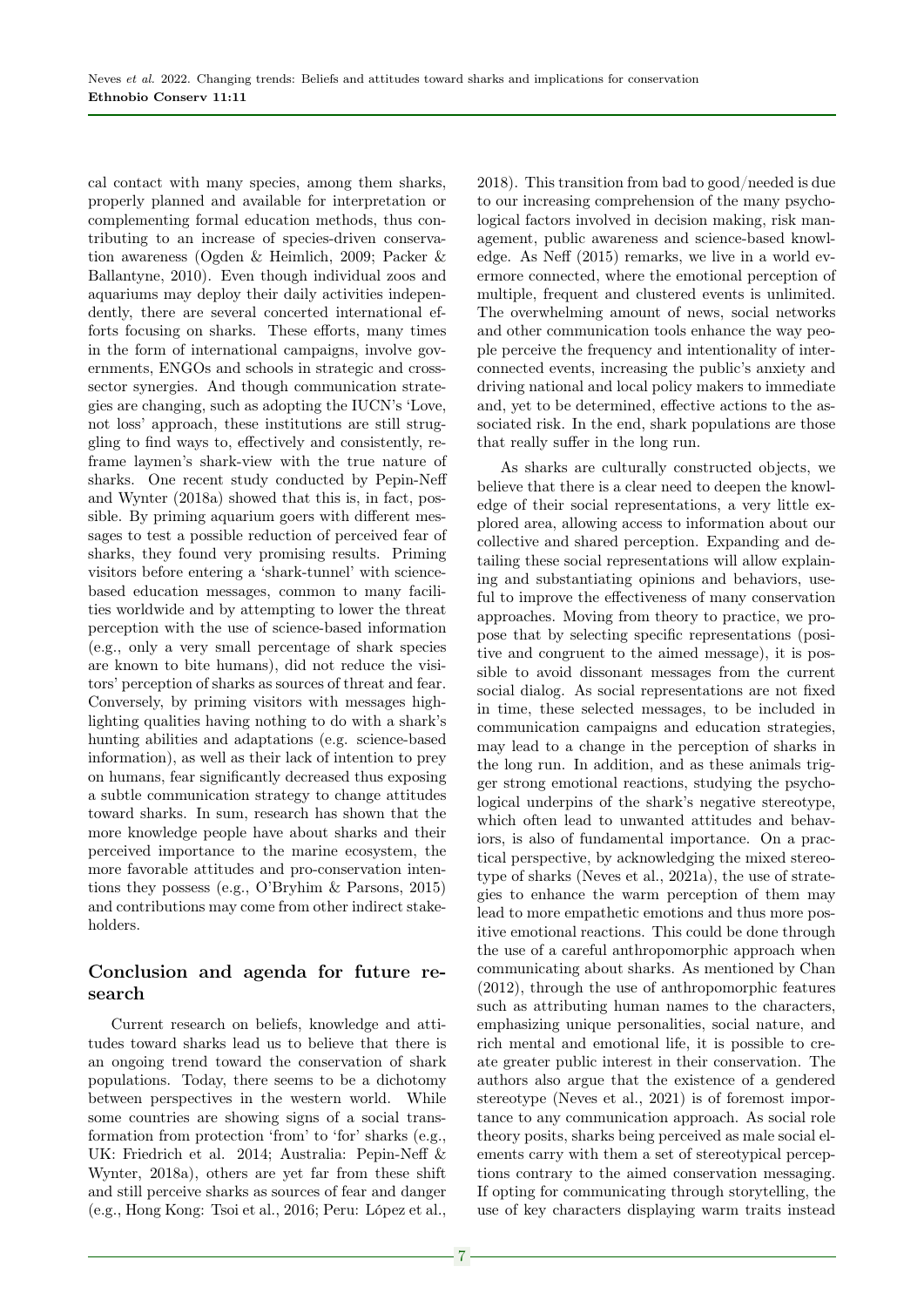cal contact with many species, among them sharks, properly planned and available for interpretation or complementing formal education methods, thus contributing to an increase of species-driven conservation awareness (Ogden & Heimlich, 2009; Packer & Ballantyne, 2010). Even though individual zoos and aquariums may deploy their daily activities independently, there are several concerted international efforts focusing on sharks. These efforts, many times in the form of international campaigns, involve governments, ENGOs and schools in strategic and cross-sector synergies. And though communication strategies are changing, such as adopting the IUCN's 'Love, not loss' approach, these institutions are still struggling to find ways to, effectively and consistently, reframe laymen's shark-view with the true nature of sharks. One recent study conducted by Pepin-Neff and Wynter (2018a) showed that this is, in fact, possible. By priming aquarium goers with different messages to test a possible reduction of perceived fear of sharks, they found very promising results. Priming visitors before entering a 'shark-tunnel' with science-based education messages, common to many facilities worldwide and by attempting to lower the threat perception with the use of science-based information (e.g., only a very small percentage of shark species are known to bite humans), did not reduce the visitors' perception of sharks as sources of threat and fear. Conversely, by priming visitors with messages highlighting qualities having nothing to do with a shark's hunting abilities and adaptations (e.g. science-based information), as well as their lack of intention to prey on humans, fear significantly decreased thus exposing a subtle communication strategy to change attitudes toward sharks. In sum, research has shown that the more knowledge people have about sharks and their perceived importance to the marine ecosystem, the more favorable attitudes and pro-conservation intentions they possess (e.g., O'Bryhim & Parsons, 2015) and contributions may come from other indirect stakeholders.

## Conclusion and agenda for future research

Current research on beliefs, knowledge and attitudes toward sharks lead us to believe that there is an ongoing trend toward the conservation of shark populations. Today, there seems to be a dichotomy between perspectives in the western world. While some countries are showing signs of a social transformation from protection 'from' to 'for' sharks (e.g., UK: Friedrich et al. 2014; Australia: Pepin-Neff & Wynter, 2018a), others are yet far from these shift and still perceive sharks as sources of fear and danger (e.g., Hong Kong: Tsoi et al., 2016; Peru: López et al., 2018). This transition from bad to good/needed is due to our increasing comprehension of the many psychological factors involved in decision making, risk management, public awareness and science-based knowledge. As Neff (2015) remarks, we live in a world evermore connected, where the emotional perception of multiple, frequent and clustered events is unlimited. The overwhelming amount of news, social networks and other communication tools enhance the way people perceive the frequency and intentionality of interconnected events, increasing the public's anxiety and driving national and local policy makers to immediate and, yet to be determined, effective actions to the associated risk. In the end, shark populations are those that really suffer in the long run.

As sharks are culturally constructed objects, we believe that there is a clear need to deepen the knowledge of their social representations, a very little explored area, allowing access to information about our collective and shared perception. Expanding and detailing these social representations will allow explaining and substantiating opinions and behaviors, useful to improve the effectiveness of many conservation approaches. Moving from theory to practice, we propose that by selecting specific representations (positive and congruent to the aimed message), it is possible to avoid dissonant messages from the current social dialog. As social representations are not fixed in time, these selected messages, to be included in communication campaigns and education strategies, may lead to a change in the perception of sharks in the long run. In addition, and as these animals trigger strong emotional reactions, studying the psychological underpins of the shark's negative stereotype, which often lead to unwanted attitudes and behaviors, is also of fundamental importance. On a practical perspective, by acknowledging the mixed stereotype of sharks (Neves et al., 2021a), the use of strategies to enhance the warm perception of them may lead to more empathetic emotions and thus more positive emotional reactions. This could be done through the use of a careful anthropomorphic approach when communicating about sharks. As mentioned by Chan (2012), through the use of anthropomorphic features such as attributing human names to the characters, emphasizing unique personalities, social nature, and rich mental and emotional life, it is possible to create greater public interest in their conservation. The authors also argue that the existence of a gendered stereotype (Neves et al., 2021) is of foremost importance to any communication approach. As social role theory posits, sharks being perceived as male social elements carry with them a set of stereotypical perceptions contrary to the aimed conservation messaging. If opting for communicating through storytelling, the use of key characters displaying warm traits instead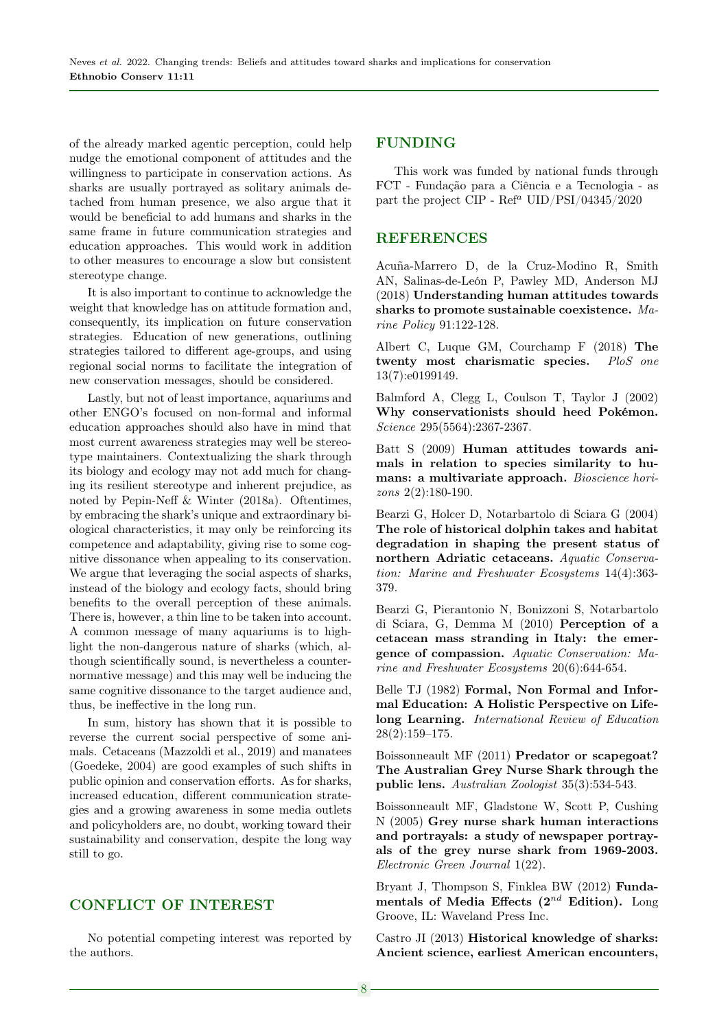of the already marked agentic perception, could help nudge the emotional component of attitudes and the willingness to participate in conservation actions. As sharks are usually portrayed as solitary animals detached from human presence, we also argue that it would be beneficial to add humans and sharks in the same frame in future communication strategies and education approaches. This would work in addition to other measures to encourage a slow but consistent stereotype change.

It is also important to continue to acknowledge the weight that knowledge has on attitude formation and, consequently, its implication on future conservation strategies. Education of new generations, outlining strategies tailored to different age-groups, and using regional social norms to facilitate the integration of new conservation messages, should be considered.

Lastly, but not of least importance, aquariums and other ENGO's focused on non-formal and informal education approaches should also have in mind that most current awareness strategies may well be stereotype maintainers. Contextualizing the shark through its biology and ecology may not add much for changing its resilient stereotype and inherent prejudice, as noted by Pepin-Neff & Winter (2018a). Oftentimes, by embracing the shark's unique and extraordinary biological characteristics, it may only be reinforcing its competence and adaptability, giving rise to some cognitive dissonance when appealing to its conservation. We argue that leveraging the social aspects of sharks, instead of the biology and ecology facts, should bring benefits to the overall perception of these animals. There is, however, a thin line to be taken into account. A common message of many aquariums is to highlight the non-dangerous nature of sharks (which, although scientifically sound, is nevertheless a counter-normative message) and this may well be inducing the same cognitive dissonance to the target audience and, thus, be ineffective in the long run.

In sum, history has shown that it is possible to reverse the current social perspective of some animals. Cetaceans (Mazzoldi et al., 2019) and manatees (Goedeke, 2004) are good examples of such shifts in public opinion and conservation efforts. As for sharks, increased education, different communication strategies and a growing awareness in some media outlets and policyholders are, no doubt, working toward their sustainability and conservation, despite the long way still to go.

## CONFLICT OF INTEREST

No potential competing interest was reported by the authors.

## FUNDING

This work was funded by national funds through FCT - Fundação para a Ciência e a Tecnologia - as part the project CIP - Ref$^{a}$ UID/PSI/04345/2020

## REFERENCES

Acuña-Marrero D, de la Cruz-Modino R, Smith AN, Salinas-de-León P, Pawley MD, Anderson MJ (2018) **Understanding human attitudes towards sharks to promote sustainable coexistence.** *Marine Policy* 91:122-128.

Albert C, Luque GM, Courchamp F (2018) **The twenty most charismatic species.** *PloS one* 13(7):e0199149.

Balmford A, Clegg L, Coulson T, Taylor J (2002) **Why conservationists should heed Pokémon.** *Science* 295(5564):2367-2367.

Batt S (2009) **Human attitudes towards animals in relation to species similarity to humans: a multivariate approach.** *Bioscience horizons* 2(2):180-190.

Bearzi G, Holcer D, Notarbartolo di Sciara G (2004) **The role of historical dolphin takes and habitat degradation in shaping the present status of northern Adriatic cetaceans.** *Aquatic Conservation: Marine and Freshwater Ecosystems* 14(4):363-379.

Bearzi G, Pierantonio N, Bonizzoni S, Notarbartolo di Sciara, G, Demma M (2010) **Perception of a cetacean mass stranding in Italy: the emergence of compassion.** *Aquatic Conservation: Marine and Freshwater Ecosystems* 20(6):644-654.

Belle TJ (1982) **Formal, Non Formal and Informal Education: A Holistic Perspective on Lifelong Learning.** *International Review of Education* 28(2):159–175.

Boissonneault MF (2011) **Predator or scapegoat? The Australian Grey Nurse Shark through the public lens.** *Australian Zoologist* 35(3):534-543.

Boissonneault MF, Gladstone W, Scott P, Cushing N (2005) **Grey nurse shark human interactions and portrayals: a study of newspaper portrayals of the grey nurse shark from 1969-2003.** *Electronic Green Journal* 1(22).

Bryant J, Thompson S, Finklea BW (2012) **Fundamentals of Media Effects (2$^{nd}$ Edition).** Long Groove, IL: Waveland Press Inc.

Castro JI (2013) **Historical knowledge of sharks: Ancient science, earliest American encounters,**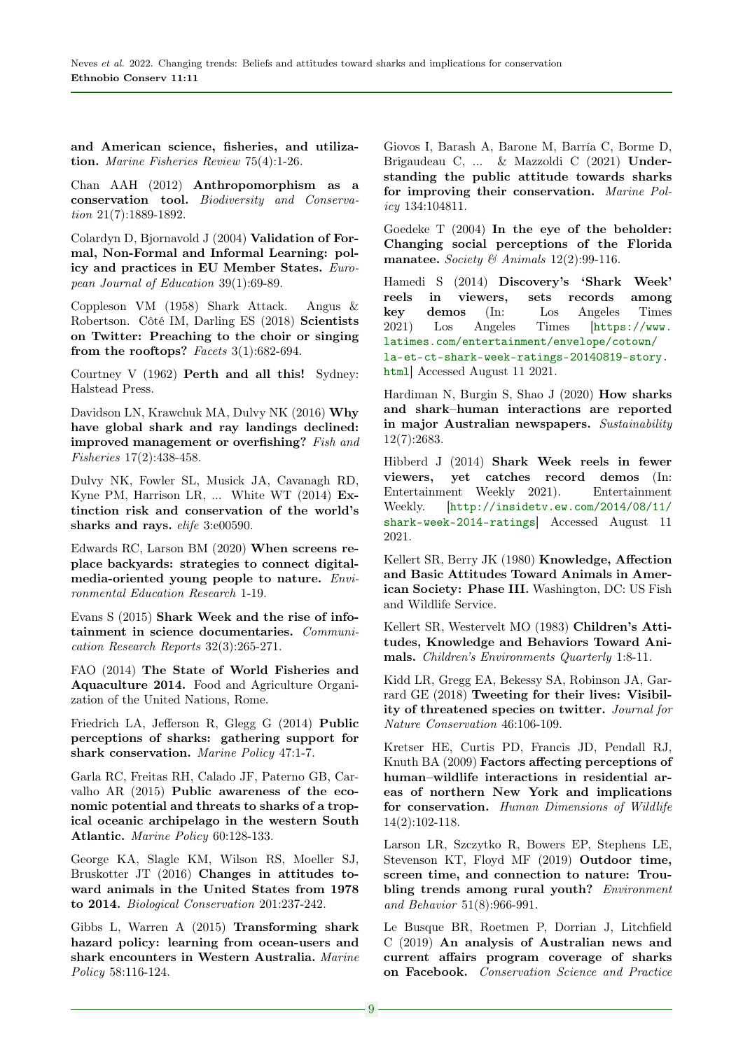**and American science, fisheries, and utilization.** *Marine Fisheries Review* 75(4):1-26.

Chan AAH (2012) **Anthropomorphism as a conservation tool.** *Biodiversity and Conservation* 21(7):1889-1892.

Colardyn D, Bjornavold J (2004) **Validation of Formal, Non-Formal and Informal Learning: policy and practices in EU Member States.** *European Journal of Education* 39(1):69-89.

Coppleson VM (1958) Shark Attack. Angus & Robertson. Côté IM, Darling ES (2018) **Scientists on Twitter: Preaching to the choir or singing from the rooftops?** *Facets* 3(1):682-694.

Courtney V (1962) **Perth and all this!** Sydney: Halstead Press.

Davidson LN, Krawchuk MA, Dulvy NK (2016) **Why have global shark and ray landings declined: improved management or overfishing?** *Fish and Fisheries* 17(2):438-458.

Dulvy NK, Fowler SL, Musick JA, Cavanagh RD, Kyne PM, Harrison LR, ... White WT (2014) **Extinction risk and conservation of the world's sharks and rays.** *elife* 3:e00590.

Edwards RC, Larson BM (2020) **When screens replace backyards: strategies to connect digital-media-oriented young people to nature.** *Environmental Education Research* 1-19.

Evans S (2015) **Shark Week and the rise of infotainment in science documentaries.** *Communication Research Reports* 32(3):265-271.

FAO (2014) **The State of World Fisheries and Aquaculture 2014.** Food and Agriculture Organization of the United Nations, Rome.

Friedrich LA, Jefferson R, Glegg G (2014) **Public perceptions of sharks: gathering support for shark conservation.** *Marine Policy* 47:1-7.

Garla RC, Freitas RH, Calado JF, Paterno GB, Carvalho AR (2015) **Public awareness of the economic potential and threats to sharks of a tropical oceanic archipelago in the western South Atlantic.** *Marine Policy* 60:128-133.

George KA, Slagle KM, Wilson RS, Moeller SJ, Bruskotter JT (2016) **Changes in attitudes toward animals in the United States from 1978 to 2014.** *Biological Conservation* 201:237-242.

Gibbs L, Warren A (2015) **Transforming shark hazard policy: learning from ocean-users and shark encounters in Western Australia.** *Marine Policy* 58:116-124.

Giovos I, Barash A, Barone M, Barría C, Borme D, Brigaudeau C, ... & Mazzoldi C (2021) **Understanding the public attitude towards sharks for improving their conservation.** *Marine Policy* 134:104811.

Goedeke T (2004) **In the eye of the beholder: Changing social perceptions of the Florida manatee.** *Society & Animals* 12(2):99-116.

Hamedi S (2014) **Discovery's 'Shark Week' reels in viewers, sets records among key demos** (In: Los Angeles Times 2021) Los Angeles Times [https://www.latimes.com/entertainment/envelope/cotown/la-et-ct-shark-week-ratings-20140819-story.html] Accessed August 11 2021.

Hardiman N, Burgin S, Shao J (2020) **How sharks and shark–human interactions are reported in major Australian newspapers.** *Sustainability* 12(7):2683.

Hibberd J (2014) **Shark Week reels in fewer viewers, yet catches record demos** (In: Entertainment Weekly 2021). Entertainment Weekly. [http://insidetv.ew.com/2014/08/11/shark-week-2014-ratings] Accessed August 11 2021.

Kellert SR, Berry JK (1980) **Knowledge, Affection and Basic Attitudes Toward Animals in American Society: Phase III.** Washington, DC: US Fish and Wildlife Service.

Kellert SR, Westervelt MO (1983) **Children's Attitudes, Knowledge and Behaviors Toward Animals.** *Children's Environments Quarterly* 1:8-11.

Kidd LR, Gregg EA, Bekessy SA, Robinson JA, Garrard GE (2018) **Tweeting for their lives: Visibility of threatened species on twitter.** *Journal for Nature Conservation* 46:106-109.

Kretser HE, Curtis PD, Francis JD, Pendall RJ, Knuth BA (2009) **Factors affecting perceptions of human–wildlife interactions in residential areas of northern New York and implications for conservation.** *Human Dimensions of Wildlife* 14(2):102-118.

Larson LR, Szczytko R, Bowers EP, Stephens LE, Stevenson KT, Floyd MF (2019) **Outdoor time, screen time, and connection to nature: Troubling trends among rural youth?** *Environment and Behavior* 51(8):966-991.

Le Busque BR, Roetmen P, Dorrian J, Litchfield C (2019) **An analysis of Australian news and current affairs program coverage of sharks on Facebook.** *Conservation Science and Practice*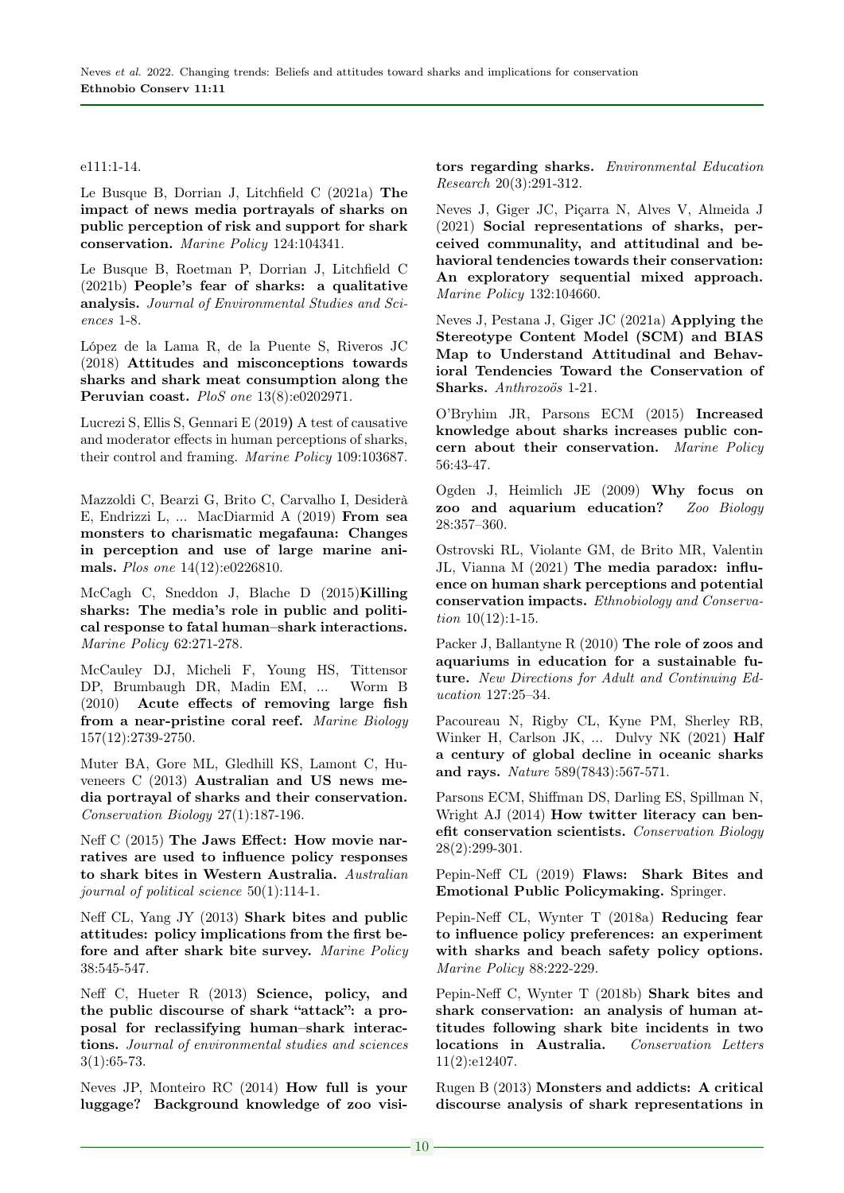e111:1-14.

Le Busque B, Dorrian J, Litchfield C (2021a) **The impact of news media portrayals of sharks on public perception of risk and support for shark conservation.** *Marine Policy* 124:104341.

Le Busque B, Roetman P, Dorrian J, Litchfield C (2021b) **People's fear of sharks: a qualitative analysis.** *Journal of Environmental Studies and Sciences* 1-8.

López de la Lama R, de la Puente S, Riveros JC (2018) **Attitudes and misconceptions towards sharks and shark meat consumption along the Peruvian coast.** *PloS one* 13(8):e0202971.

Lucrezi S, Ellis S, Gennari E (2019) A test of causative and moderator effects in human perceptions of sharks, their control and framing. *Marine Policy* 109:103687.

Mazzoldi C, Bearzi G, Brito C, Carvalho I, Desiderà E, Endrizzi L, ... MacDiarmid A (2019) **From sea monsters to charismatic megafauna: Changes in perception and use of large marine animals.** *Plos one* 14(12):e0226810.

McCagh C, Sneddon J, Blache D (2015)**Killing sharks: The media's role in public and political response to fatal human–shark interactions.** *Marine Policy* 62:271-278.

McCauley DJ, Micheli F, Young HS, Tittensor DP, Brumbaugh DR, Madin EM, ... Worm B (2010) **Acute effects of removing large fish from a near-pristine coral reef.** *Marine Biology* 157(12):2739-2750.

Muter BA, Gore ML, Gledhill KS, Lamont C, Huveneers C (2013) **Australian and US news media portrayal of sharks and their conservation.** *Conservation Biology* 27(1):187-196.

Neff C (2015) **The Jaws Effect: How movie narratives are used to influence policy responses to shark bites in Western Australia.** *Australian journal of political science* 50(1):114-1.

Neff CL, Yang JY (2013) **Shark bites and public attitudes: policy implications from the first before and after shark bite survey.** *Marine Policy* 38:545-547.

Neff C, Hueter R (2013) **Science, policy, and the public discourse of shark "attack": a proposal for reclassifying human–shark interactions.** *Journal of environmental studies and sciences* 3(1):65-73.

Neves JP, Monteiro RC (2014) **How full is your luggage? Background knowledge of zoo visitors regarding sharks.** *Environmental Education Research* 20(3):291-312.

Neves J, Giger JC, Piçarra N, Alves V, Almeida J (2021) **Social representations of sharks, perceived communality, and attitudinal and behavioral tendencies towards their conservation: An exploratory sequential mixed approach.** *Marine Policy* 132:104660.

Neves J, Pestana J, Giger JC (2021a) **Applying the Stereotype Content Model (SCM) and BIAS Map to Understand Attitudinal and Behavioral Tendencies Toward the Conservation of Sharks.** *Anthrozoös* 1-21.

O'Bryhim JR, Parsons ECM (2015) **Increased knowledge about sharks increases public concern about their conservation.** *Marine Policy* 56:43-47.

Ogden J, Heimlich JE (2009) **Why focus on zoo and aquarium education?** *Zoo Biology* 28:357–360.

Ostrovski RL, Violante GM, de Brito MR, Valentin JL, Vianna M (2021) **The media paradox: influence on human shark perceptions and potential conservation impacts.** *Ethnobiology and Conservation* 10(12):1-15.

Packer J, Ballantyne R (2010) **The role of zoos and aquariums in education for a sustainable future.** *New Directions for Adult and Continuing Education* 127:25–34.

Pacoureau N, Rigby CL, Kyne PM, Sherley RB, Winker H, Carlson JK, ... Dulvy NK (2021) **Half a century of global decline in oceanic sharks and rays.** *Nature* 589(7843):567-571.

Parsons ECM, Shiffman DS, Darling ES, Spillman N, Wright AJ (2014) **How twitter literacy can benefit conservation scientists.** *Conservation Biology* 28(2):299-301.

Pepin-Neff CL (2019) **Flaws: Shark Bites and Emotional Public Policymaking.** Springer.

Pepin-Neff CL, Wynter T (2018a) **Reducing fear to influence policy preferences: an experiment with sharks and beach safety policy options.** *Marine Policy* 88:222-229.

Pepin-Neff C, Wynter T (2018b) **Shark bites and shark conservation: an analysis of human attitudes following shark bite incidents in two locations in Australia.** *Conservation Letters* 11(2):e12407.

Rugen B (2013) **Monsters and addicts: A critical discourse analysis of shark representations in**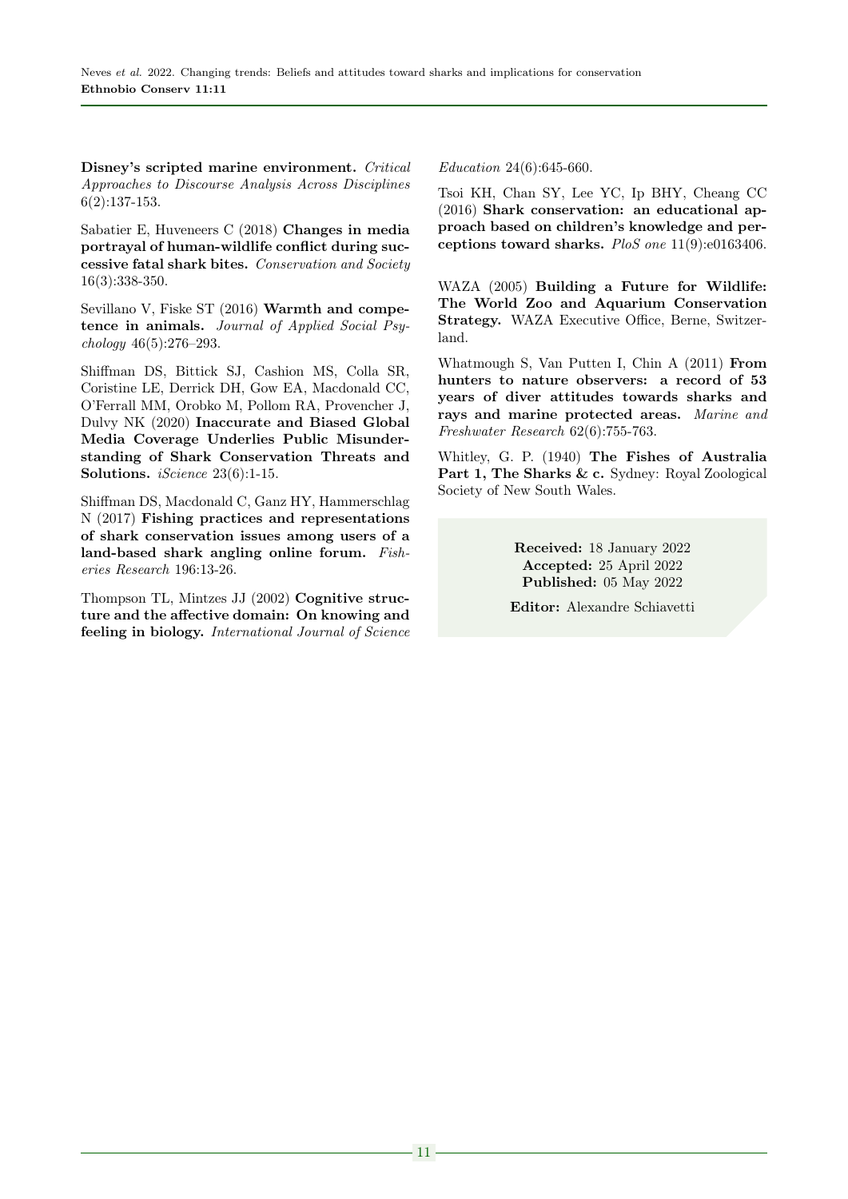**Disney's scripted marine environment.** *Critical Approaches to Discourse Analysis Across Disciplines* 6(2):137-153.

Sabatier E, Huveneers C (2018) **Changes in media portrayal of human-wildlife conflict during successive fatal shark bites.** *Conservation and Society* 16(3):338-350.

Sevillano V, Fiske ST (2016) **Warmth and competence in animals.** *Journal of Applied Social Psychology* 46(5):276–293.

Shiffman DS, Bittick SJ, Cashion MS, Colla SR, Coristine LE, Derrick DH, Gow EA, Macdonald CC, O'Ferrall MM, Orobko M, Pollom RA, Provencher J, Dulvy NK (2020) **Inaccurate and Biased Global Media Coverage Underlies Public Misunderstanding of Shark Conservation Threats and Solutions.** *iScience* 23(6):1-15.

Shiffman DS, Macdonald C, Ganz HY, Hammerschlag N (2017) **Fishing practices and representations of shark conservation issues among users of a land-based shark angling online forum.** *Fisheries Research* 196:13-26.

Thompson TL, Mintzes JJ (2002) **Cognitive structure and the affective domain: On knowing and feeling in biology.** *International Journal of Science Education* 24(6):645-660.

Tsoi KH, Chan SY, Lee YC, Ip BHY, Cheang CC (2016) **Shark conservation: an educational approach based on children's knowledge and perceptions toward sharks.** *PloS one* 11(9):e0163406.

WAZA (2005) **Building a Future for Wildlife: The World Zoo and Aquarium Conservation Strategy.** WAZA Executive Office, Berne, Switzerland.

Whatmough S, Van Putten I, Chin A (2011) **From hunters to nature observers: a record of 53 years of diver attitudes towards sharks and rays and marine protected areas.** *Marine and Freshwater Research* 62(6):755-763.

Whitley, G. P. (1940) **The Fishes of Australia Part 1, The Sharks & c.** Sydney: Royal Zoological Society of New South Wales.

**Received:** 18 January 2022
**Accepted:** 25 April 2022
**Published:** 05 May 2022

**Editor:** Alexandre Schiavetti